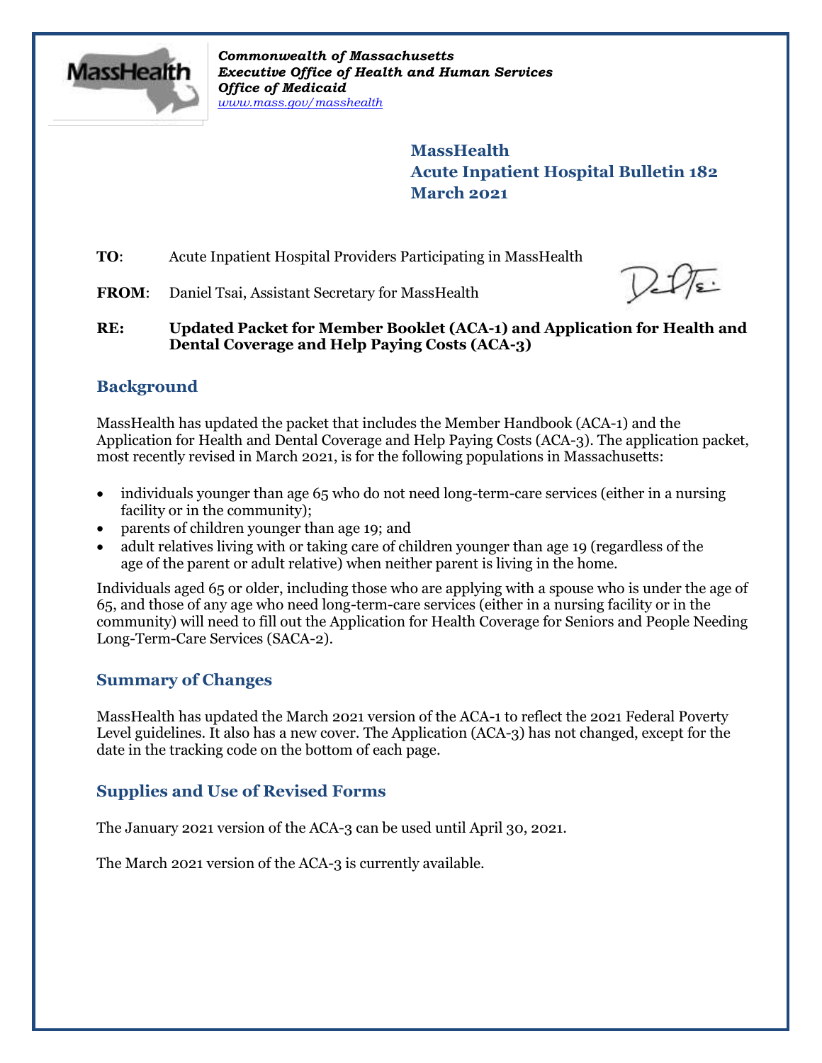*Commonwealth of Massachusetts*
***Executive Office of Health and Human Services***
***Office of Medicaid***
*www.mass.gov/masshealth*

## MassHealth
## Acute Inpatient Hospital Bulletin 182
## March 2021

**TO**: Acute Inpatient Hospital Providers Participating in MassHealth

**FROM**: Daniel Tsai, Assistant Secretary for MassHealth

**RE: Updated Packet for Member Booklet (ACA-1) and Application for Health and Dental Coverage and Help Paying Costs (ACA-3)**

### Background

MassHealth has updated the packet that includes the Member Handbook (ACA-1) and the Application for Health and Dental Coverage and Help Paying Costs (ACA-3). The application packet, most recently revised in March 2021, is for the following populations in Massachusetts:

- individuals younger than age 65 who do not need long-term-care services (either in a nursing facility or in the community);
- parents of children younger than age 19; and
- adult relatives living with or taking care of children younger than age 19 (regardless of the age of the parent or adult relative) when neither parent is living in the home.

Individuals aged 65 or older, including those who are applying with a spouse who is under the age of 65, and those of any age who need long-term-care services (either in a nursing facility or in the community) will need to fill out the Application for Health Coverage for Seniors and People Needing Long-Term-Care Services (SACA-2).

### Summary of Changes

MassHealth has updated the March 2021 version of the ACA-1 to reflect the 2021 Federal Poverty Level guidelines. It also has a new cover. The Application (ACA-3) has not changed, except for the date in the tracking code on the bottom of each page.

### Supplies and Use of Revised Forms

The January 2021 version of the ACA-3 can be used until April 30, 2021.

The March 2021 version of the ACA-3 is currently available.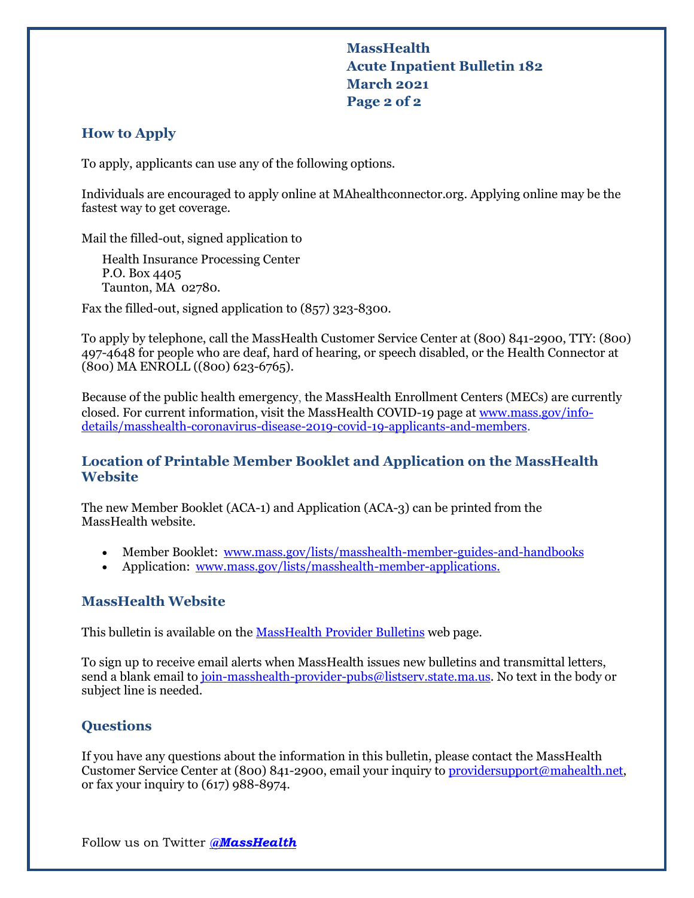## How to Apply

To apply, applicants can use any of the following options.

Individuals are encouraged to apply online at MAhealthconnector.org. Applying online may be the fastest way to get coverage.

Mail the filled-out, signed application to

Health Insurance Processing Center
P.O. Box 4405
Taunton, MA 02780.

Fax the filled-out, signed application to (857) 323-8300.

To apply by telephone, call the MassHealth Customer Service Center at (800) 841-2900, TTY: (800) 497-4648 for people who are deaf, hard of hearing, or speech disabled, or the Health Connector at (800) MA ENROLL ((800) 623-6765).

Because of the public health emergency, the MassHealth Enrollment Centers (MECs) are currently closed. For current information, visit the MassHealth COVID-19 page at [www.mass.gov/info-details/masshealth-coronavirus-disease-2019-covid-19-applicants-and-members](www.mass.gov/info-details/masshealth-coronavirus-disease-2019-covid-19-applicants-and-members).

## Location of Printable Member Booklet and Application on the MassHealth Website

The new Member Booklet (ACA-1) and Application (ACA-3) can be printed from the MassHealth website.

- Member Booklet: [www.mass.gov/lists/masshealth-member-guides-and-handbooks](www.mass.gov/lists/masshealth-member-guides-and-handbooks)
- Application: [www.mass.gov/lists/masshealth-member-applications](www.mass.gov/lists/masshealth-member-applications).

## MassHealth Website

This bulletin is available on the MassHealth Provider Bulletins web page.

To sign up to receive email alerts when MassHealth issues new bulletins and transmittal letters, send a blank email to join-masshealth-provider-pubs@listserv.state.ma.us. No text in the body or subject line is needed.

## Questions

If you have any questions about the information in this bulletin, please contact the MassHealth Customer Service Center at (800) 841-2900, email your inquiry to providersupport@mahealth.net, or fax your inquiry to (617) 988-8974.

Follow us on Twitter ***@MassHealth***